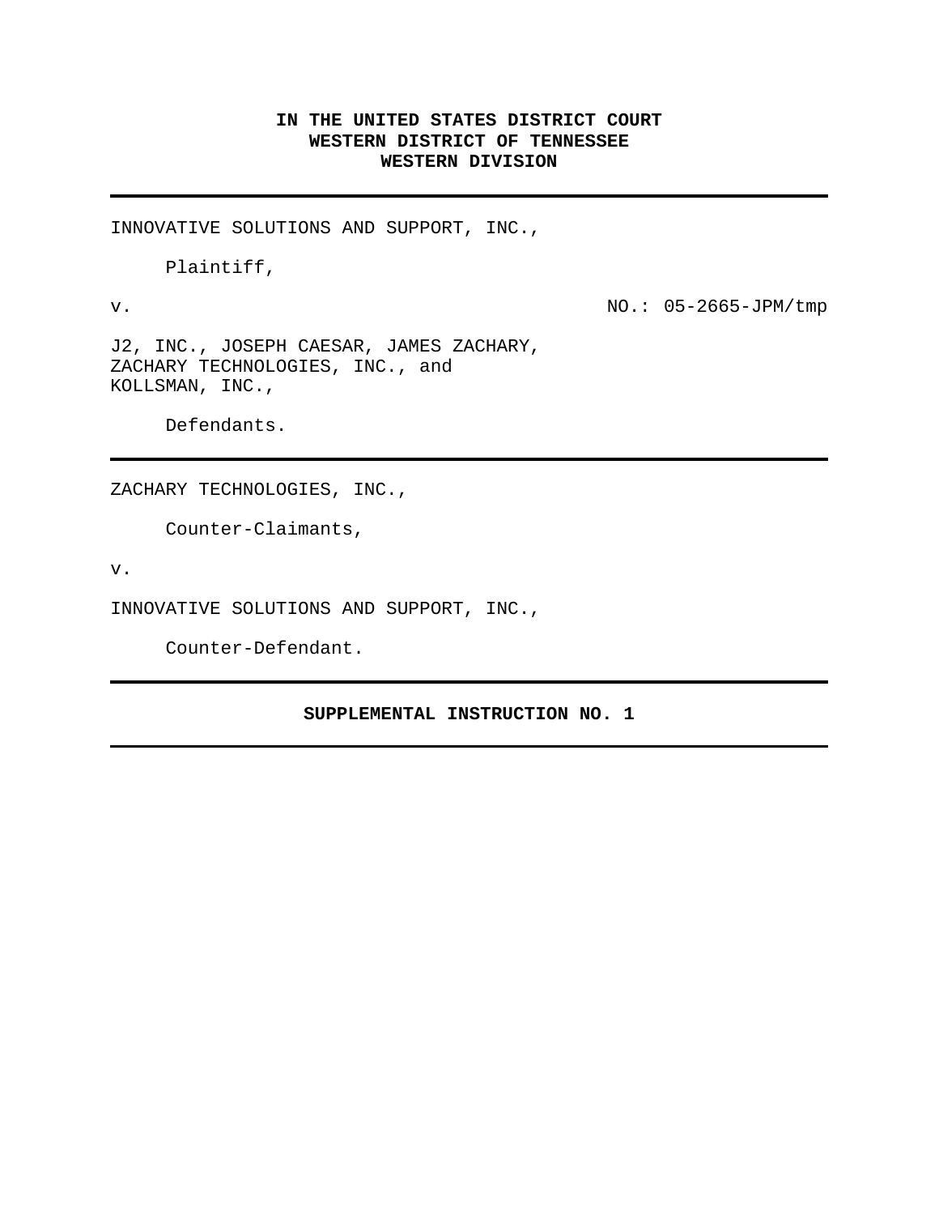**IN THE UNITED STATES DISTRICT COURT**
**WESTERN DISTRICT OF TENNESSEE**
**WESTERN DIVISION**

---

INNOVATIVE SOLUTIONS AND SUPPORT, INC.,

Plaintiff,

v. NO.: 05-2665-JPM/tmp

J2, INC., JOSEPH CAESAR, JAMES ZACHARY, ZACHARY TECHNOLOGIES, INC., and KOLLSMAN, INC.,

Defendants.

---

ZACHARY TECHNOLOGIES, INC.,

Counter-Claimants,

v.

INNOVATIVE SOLUTIONS AND SUPPORT, INC.,

Counter-Defendant.

---

**SUPPLEMENTAL INSTRUCTION NO. 1**

---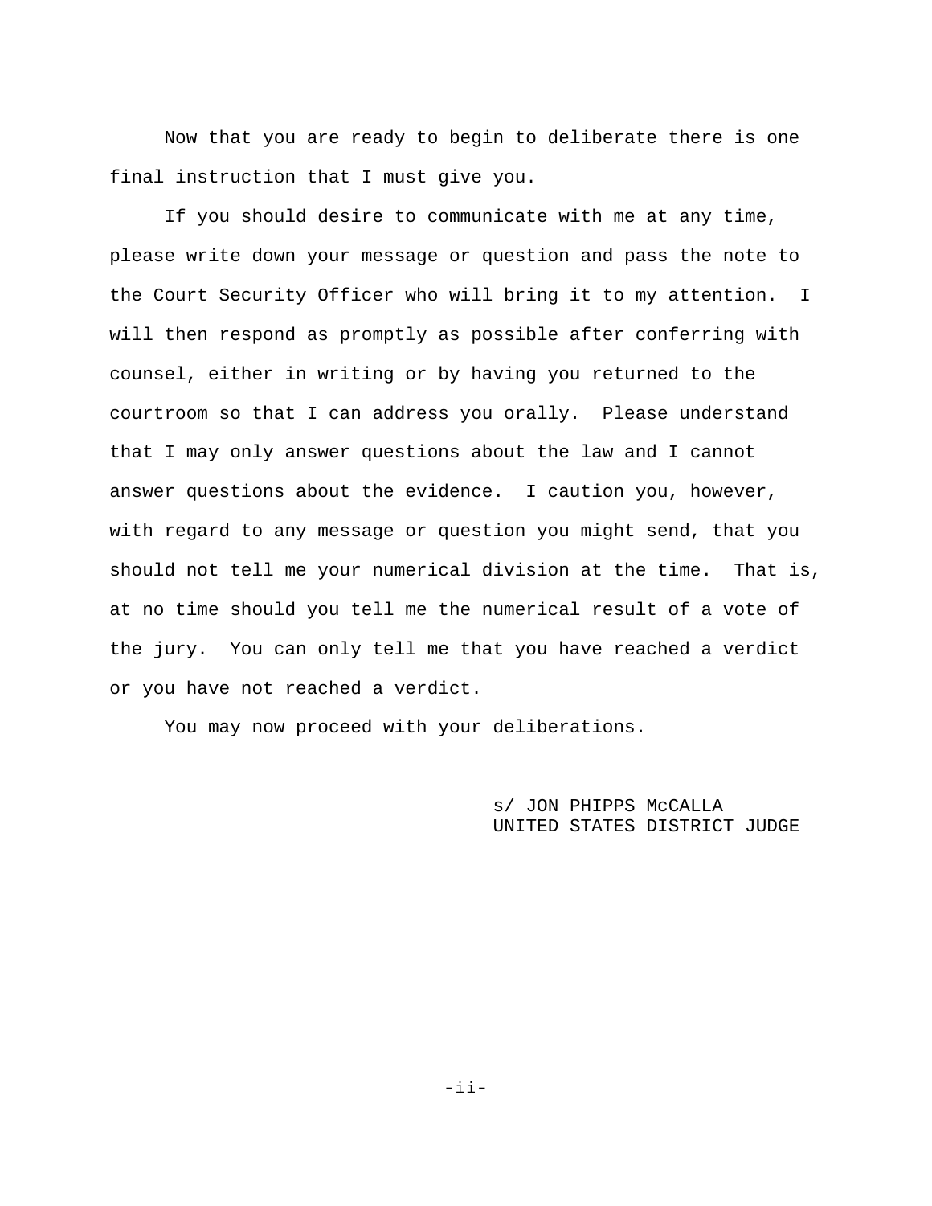Now that you are ready to begin to deliberate there is one final instruction that I must give you.

If you should desire to communicate with me at any time, please write down your message or question and pass the note to the Court Security Officer who will bring it to my attention. I will then respond as promptly as possible after conferring with counsel, either in writing or by having you returned to the courtroom so that I can address you orally. Please understand that I may only answer questions about the law and I cannot answer questions about the evidence. I caution you, however, with regard to any message or question you might send, that you should not tell me your numerical division at the time. That is, at no time should you tell me the numerical result of a vote of the jury. You can only tell me that you have reached a verdict or you have not reached a verdict.

You may now proceed with your deliberations.

s/ JON PHIPPS McCALLA
UNITED STATES DISTRICT JUDGE